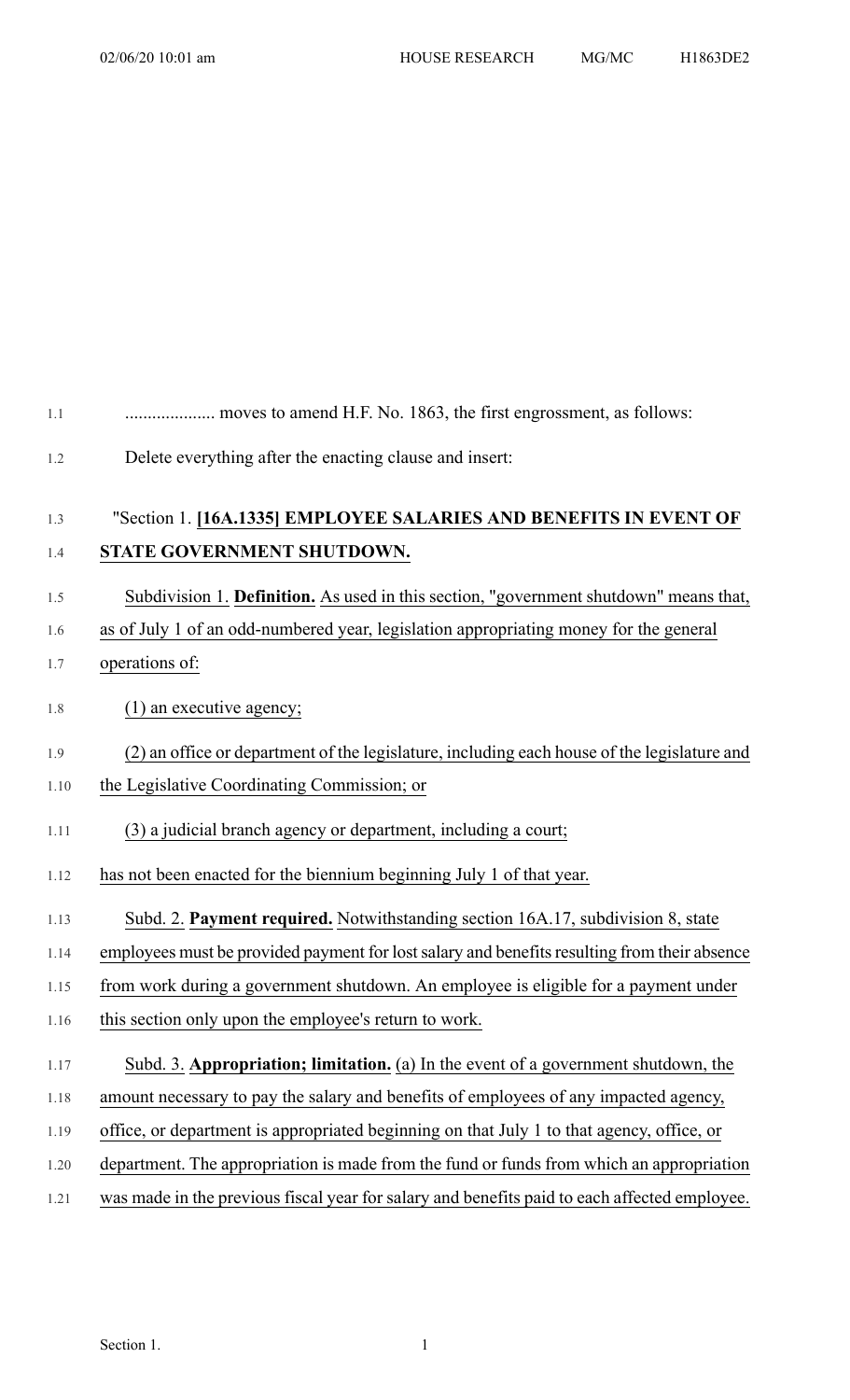.................... moves to amend H.F. No. 1863, the first engrossment, as follows:

Delete everything after the enacting clause and insert:

"Section 1. **[16A.1335] EMPLOYEE SALARIES AND BENEFITS IN EVENT OF STATE GOVERNMENT SHUTDOWN.**

Subdivision 1. **Definition.** As used in this section, "government shutdown" means that, as of July 1 of an odd-numbered year, legislation appropriating money for the general operations of:

(1) an executive agency;

(2) an office or department of the legislature, including each house of the legislature and the Legislative Coordinating Commission; or

(3) a judicial branch agency or department, including a court;

has not been enacted for the biennium beginning July 1 of that year.

Subd. 2. **Payment required.** Notwithstanding section 16A.17, subdivision 8, state employees must be provided payment for lost salary and benefits resulting from their absence from work during a government shutdown. An employee is eligible for a payment under this section only upon the employee's return to work.

Subd. 3. **Appropriation; limitation.** (a) In the event of a government shutdown, the amount necessary to pay the salary and benefits of employees of any impacted agency, office, or department is appropriated beginning on that July 1 to that agency, office, or department. The appropriation is made from the fund or funds from which an appropriation was made in the previous fiscal year for salary and benefits paid to each affected employee.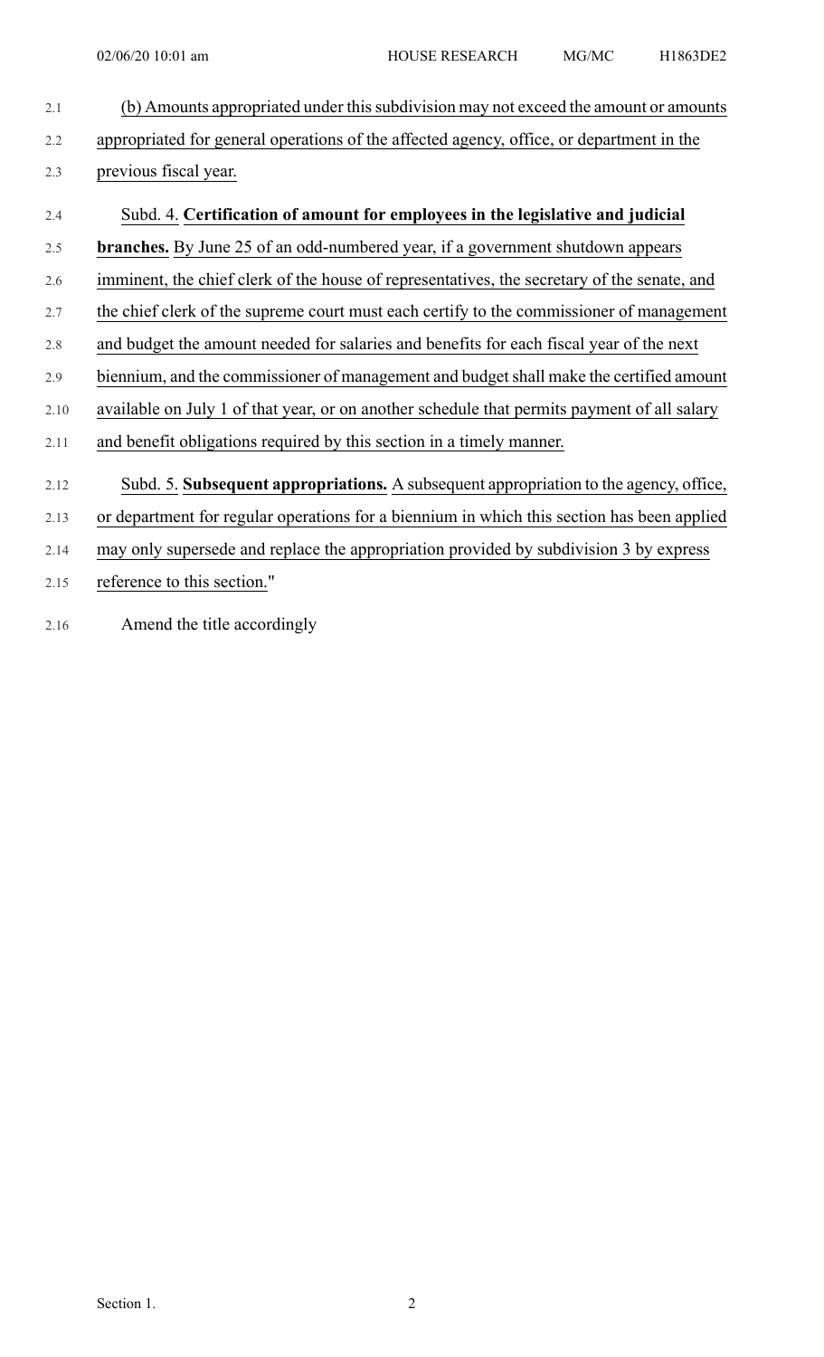(b) Amounts appropriated under this subdivision may not exceed the amount or amounts appropriated for general operations of the affected agency, office, or department in the previous fiscal year.

Subd. 4. **Certification of amount for employees in the legislative and judicial branches.** By June 25 of an odd-numbered year, if a government shutdown appears imminent, the chief clerk of the house of representatives, the secretary of the senate, and the chief clerk of the supreme court must each certify to the commissioner of management and budget the amount needed for salaries and benefits for each fiscal year of the next biennium, and the commissioner of management and budget shall make the certified amount available on July 1 of that year, or on another schedule that permits payment of all salary and benefit obligations required by this section in a timely manner.

Subd. 5. **Subsequent appropriations.** A subsequent appropriation to the agency, office, or department for regular operations for a biennium in which this section has been applied may only supersede and replace the appropriation provided by subdivision 3 by express reference to this section."

Amend the title accordingly